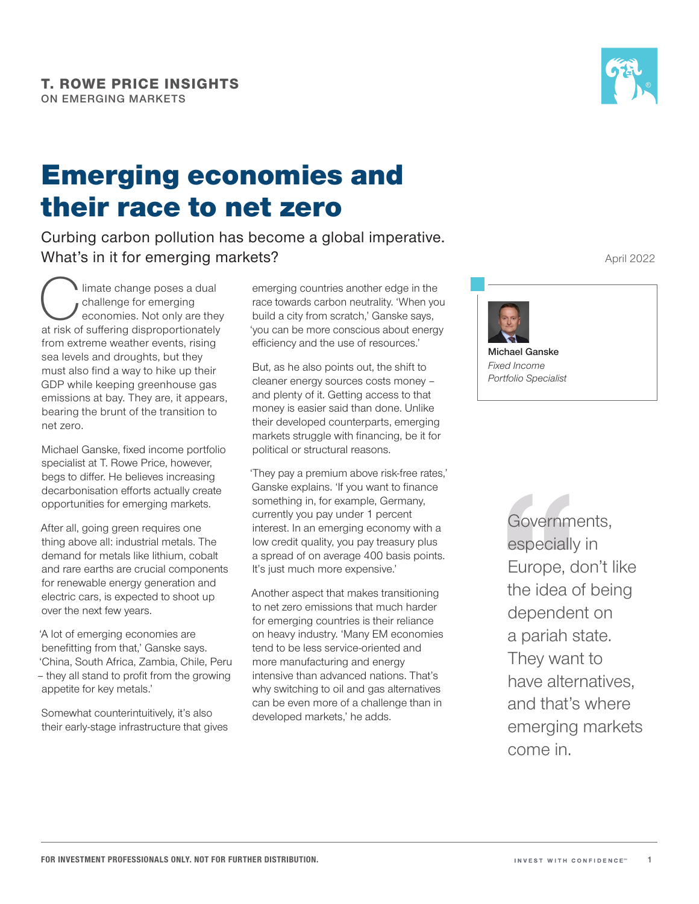**T. ROWE PRICE INSIGHTS**
ON EMERGING MARKETS

# Emerging economies and their race to net zero

Curbing carbon pollution has become a global imperative. What's in it for emerging markets?

April 2022

**Michael Ganske**
*Fixed Income Portfolio Specialist*

Climate change poses a dual challenge for emerging economies. Not only are they at risk of suffering disproportionately from extreme weather events, rising sea levels and droughts, but they must also find a way to hike up their GDP while keeping greenhouse gas emissions at bay. They are, it appears, bearing the brunt of the transition to net zero.

Michael Ganske, fixed income portfolio specialist at T. Rowe Price, however, begs to differ. He believes increasing decarbonisation efforts actually create opportunities for emerging markets.

After all, going green requires one thing above all: industrial metals. The demand for metals like lithium, cobalt and rare earths are crucial components for renewable energy generation and electric cars, is expected to shoot up over the next few years.

'A lot of emerging economies are benefitting from that,' Ganske says. 'China, South Africa, Zambia, Chile, Peru – they all stand to profit from the growing appetite for key metals.'

Somewhat counterintuitively, it's also their early-stage infrastructure that gives emerging countries another edge in the race towards carbon neutrality. 'When you build a city from scratch,' Ganske says, 'you can be more conscious about energy efficiency and the use of resources.'

But, as he also points out, the shift to cleaner energy sources costs money – and plenty of it. Getting access to that money is easier said than done. Unlike their developed counterparts, emerging markets struggle with financing, be it for political or structural reasons.

'They pay a premium above risk-free rates,' Ganske explains. 'If you want to finance something in, for example, Germany, currently you pay under 1 percent interest. In an emerging economy with a low credit quality, you pay treasury plus a spread of on average 400 basis points. It's just much more expensive.'

Another aspect that makes transitioning to net zero emissions that much harder for emerging countries is their reliance on heavy industry. 'Many EM economies tend to be less service-oriented and more manufacturing and energy intensive than advanced nations. That's why switching to oil and gas alternatives can be even more of a challenge than in developed markets,' he adds.

> Governments, especially in Europe, don't like the idea of being dependent on a pariah state. They want to have alternatives, and that's where emerging markets come in.

**FOR INVESTMENT PROFESSIONALS ONLY. NOT FOR FURTHER DISTRIBUTION.**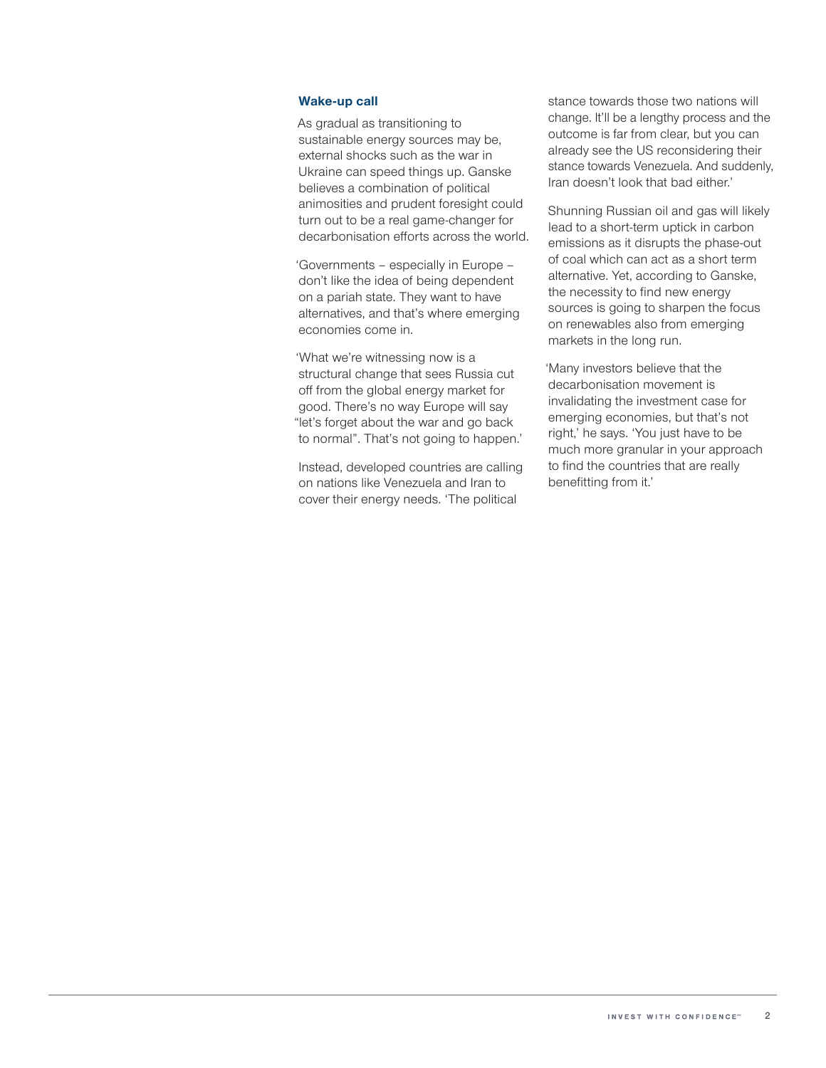### Wake-up call

As gradual as transitioning to sustainable energy sources may be, external shocks such as the war in Ukraine can speed things up. Ganske believes a combination of political animosities and prudent foresight could turn out to be a real game-changer for decarbonisation efforts across the world.

'Governments – especially in Europe – don't like the idea of being dependent on a pariah state. They want to have alternatives, and that's where emerging economies come in.

'What we're witnessing now is a structural change that sees Russia cut off from the global energy market for good. There's no way Europe will say "let's forget about the war and go back to normal". That's not going to happen.'

Instead, developed countries are calling on nations like Venezuela and Iran to cover their energy needs. 'The political stance towards those two nations will change. It'll be a lengthy process and the outcome is far from clear, but you can already see the US reconsidering their stance towards Venezuela. And suddenly, Iran doesn't look that bad either.'

Shunning Russian oil and gas will likely lead to a short-term uptick in carbon emissions as it disrupts the phase-out of coal which can act as a short term alternative. Yet, according to Ganske, the necessity to find new energy sources is going to sharpen the focus on renewables also from emerging markets in the long run.

'Many investors believe that the decarbonisation movement is invalidating the investment case for emerging economies, but that's not right,' he says. 'You just have to be much more granular in your approach to find the countries that are really benefitting from it.'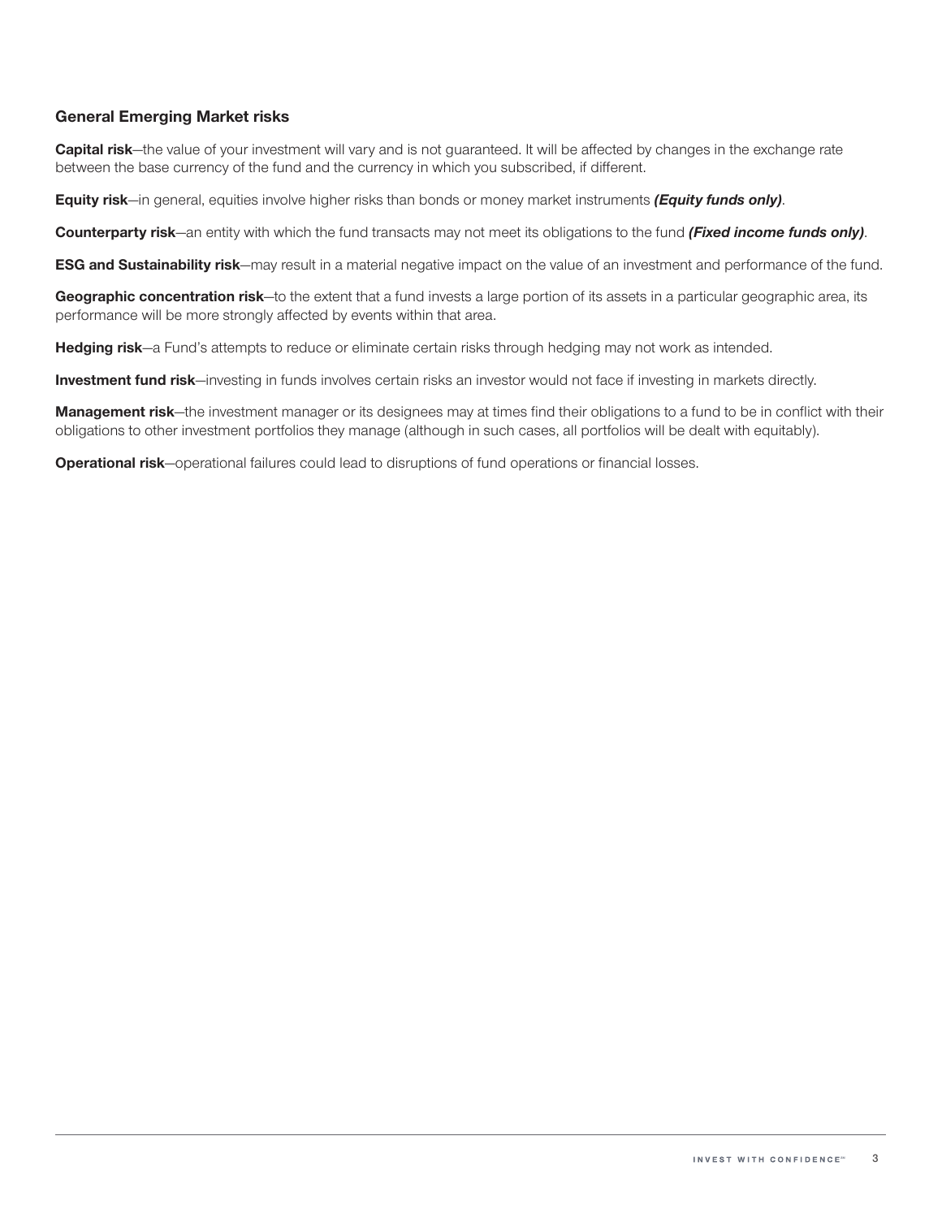### General Emerging Market risks

**Capital risk**—the value of your investment will vary and is not guaranteed. It will be affected by changes in the exchange rate between the base currency of the fund and the currency in which you subscribed, if different.

**Equity risk**—in general, equities involve higher risks than bonds or money market instruments ***(Equity funds only)***.

**Counterparty risk**—an entity with which the fund transacts may not meet its obligations to the fund ***(Fixed income funds only)***.

**ESG and Sustainability risk**—may result in a material negative impact on the value of an investment and performance of the fund.

**Geographic concentration risk**—to the extent that a fund invests a large portion of its assets in a particular geographic area, its performance will be more strongly affected by events within that area.

**Hedging risk**—a Fund's attempts to reduce or eliminate certain risks through hedging may not work as intended.

**Investment fund risk**—investing in funds involves certain risks an investor would not face if investing in markets directly.

**Management risk**—the investment manager or its designees may at times find their obligations to a fund to be in conflict with their obligations to other investment portfolios they manage (although in such cases, all portfolios will be dealt with equitably).

**Operational risk**—operational failures could lead to disruptions of fund operations or financial losses.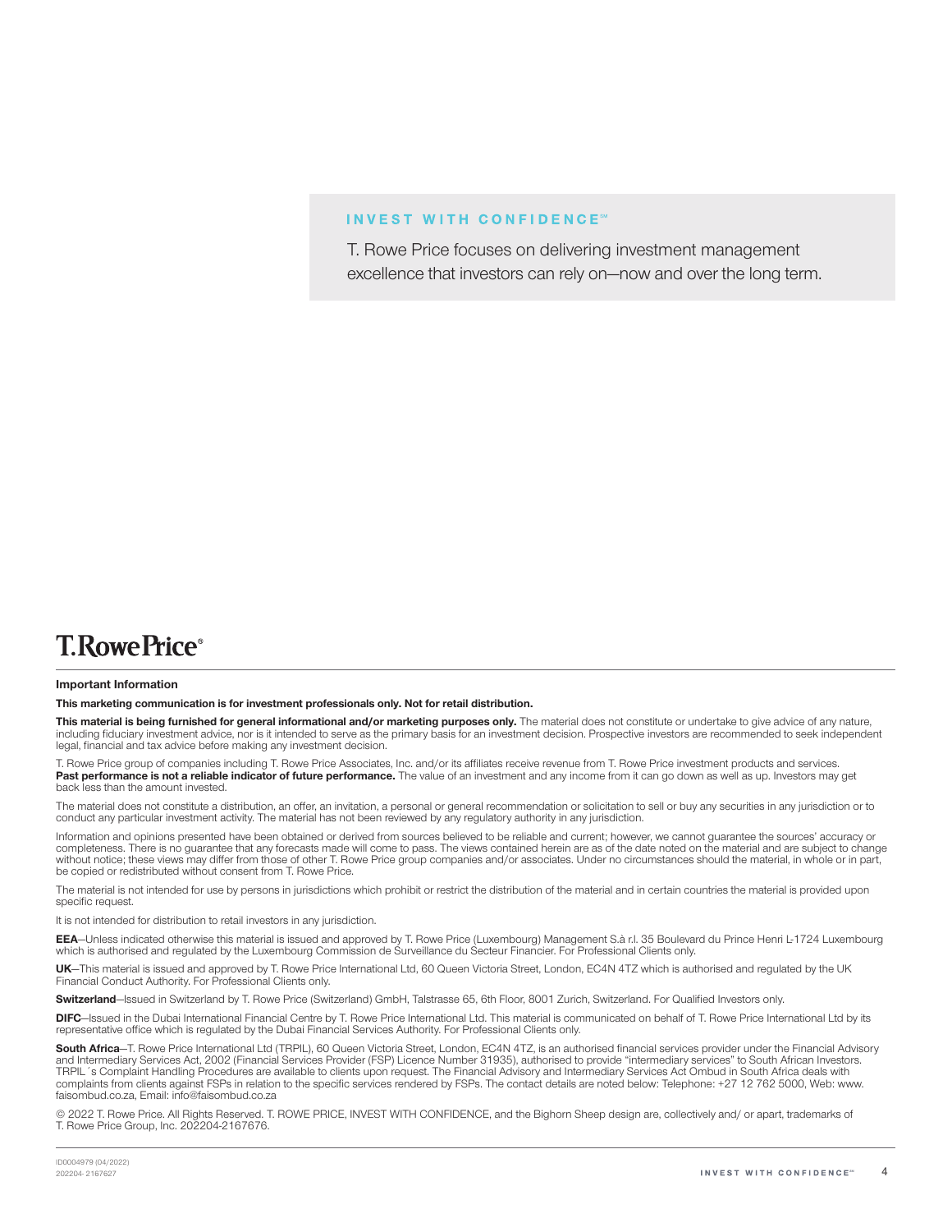**INVEST WITH CONFIDENCE℠**

T. Rowe Price focuses on delivering investment management excellence that investors can rely on—now and over the long term.

T.RowePrice®

**Important Information**

**This marketing communication is for investment professionals only. Not for retail distribution.**

**This material is being furnished for general informational and/or marketing purposes only.** The material does not constitute or undertake to give advice of any nature, including fiduciary investment advice, nor is it intended to serve as the primary basis for an investment decision. Prospective investors are recommended to seek independent legal, financial and tax advice before making any investment decision.

T. Rowe Price group of companies including T. Rowe Price Associates, Inc. and/or its affiliates receive revenue from T. Rowe Price investment products and services. **Past performance is not a reliable indicator of future performance.** The value of an investment and any income from it can go down as well as up. Investors may get back less than the amount invested.

The material does not constitute a distribution, an offer, an invitation, a personal or general recommendation or solicitation to sell or buy any securities in any jurisdiction or to conduct any particular investment activity. The material has not been reviewed by any regulatory authority in any jurisdiction.

Information and opinions presented have been obtained or derived from sources believed to be reliable and current; however, we cannot guarantee the sources' accuracy or completeness. There is no guarantee that any forecasts made will come to pass. The views contained herein are as of the date noted on the material and are subject to change without notice; these views may differ from those of other T. Rowe Price group companies and/or associates. Under no circumstances should the material, in whole or in part, be copied or redistributed without consent from T. Rowe Price.

The material is not intended for use by persons in jurisdictions which prohibit or restrict the distribution of the material and in certain countries the material is provided upon specific request.

It is not intended for distribution to retail investors in any jurisdiction.

**EEA**—Unless indicated otherwise this material is issued and approved by T. Rowe Price (Luxembourg) Management S.à r.l. 35 Boulevard du Prince Henri L-1724 Luxembourg which is authorised and regulated by the Luxembourg Commission de Surveillance du Secteur Financier. For Professional Clients only.

**UK**—This material is issued and approved by T. Rowe Price International Ltd, 60 Queen Victoria Street, London, EC4N 4TZ which is authorised and regulated by the UK Financial Conduct Authority. For Professional Clients only.

**Switzerland**—Issued in Switzerland by T. Rowe Price (Switzerland) GmbH, Talstrasse 65, 6th Floor, 8001 Zurich, Switzerland. For Qualified Investors only.

**DIFC**—Issued in the Dubai International Financial Centre by T. Rowe Price International Ltd. This material is communicated on behalf of T. Rowe Price International Ltd by its representative office which is regulated by the Dubai Financial Services Authority. For Professional Clients only.

**South Africa**—T. Rowe Price International Ltd (TRPIL), 60 Queen Victoria Street, London, EC4N 4TZ, is an authorised financial services provider under the Financial Advisory and Intermediary Services Act, 2002 (Financial Services Provider (FSP) Licence Number 31935), authorised to provide "intermediary services" to South African Investors. TRPIL´s Complaint Handling Procedures are available to clients upon request. The Financial Advisory and Intermediary Services Act Ombud in South Africa deals with complaints from clients against FSPs in relation to the specific services rendered by FSPs. The contact details are noted below: Telephone: +27 12 762 5000, Web: www.faisombud.co.za, Email: info@faisombud.co.za

© 2022 T. Rowe Price. All Rights Reserved. T. ROWE PRICE, INVEST WITH CONFIDENCE, and the Bighorn Sheep design are, collectively and/ or apart, trademarks of T. Rowe Price Group, Inc. 202204-2167676.

ID0004979 (04/2022)
202204- 2167627